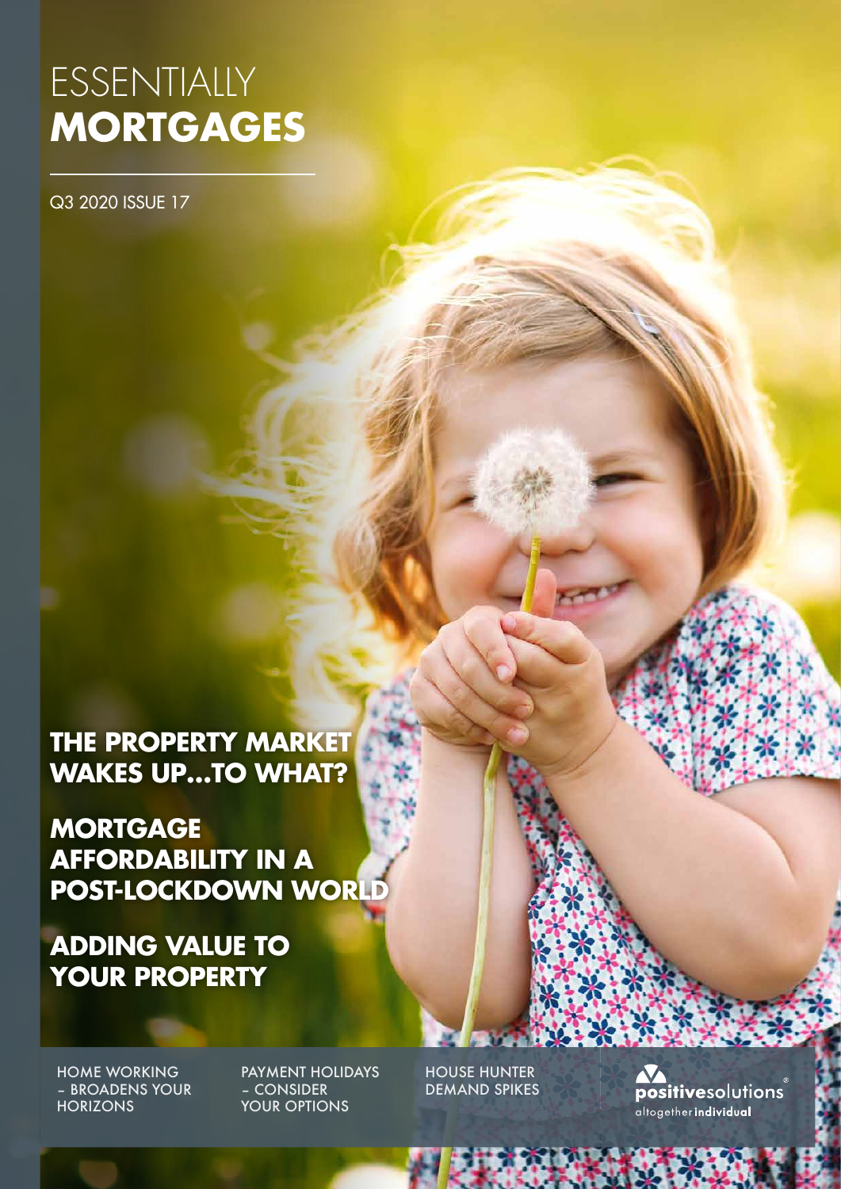# ESSENTIALLY **MORTGAGES**

Q3 2020 ISSUE 17

## THE PROPERTY MARKET WAKES UP...TO WHAT?

## MORTGAGE AFFORDABILITY IN A POST-LOCKDOWN WORLD

## ADDING VALUE TO YOUR PROPERTY

HOME WORKING – BROADENS YOUR HORIZONS

PAYMENT HOLIDAYS – CONSIDER YOUR OPTIONS

HOUSE HUNTER DEMAND SPIKES

positivesolutions altogether individual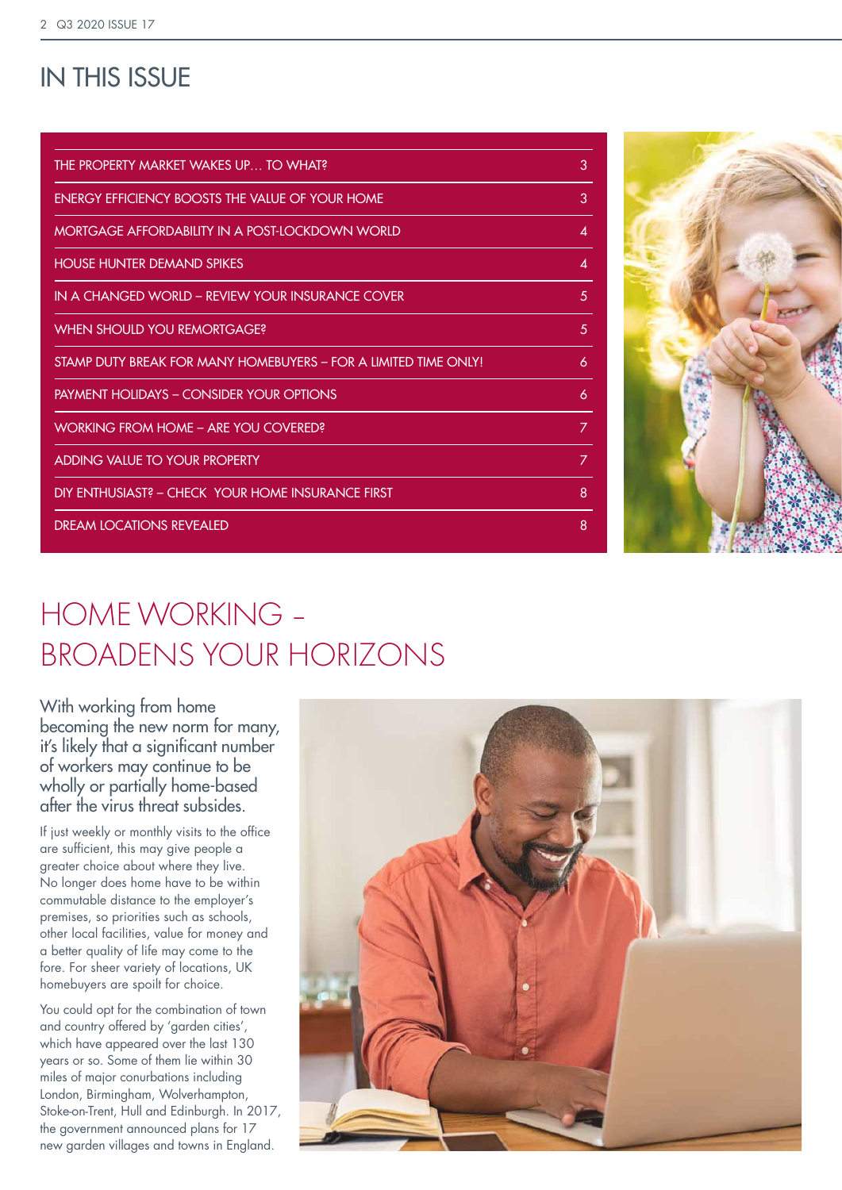# IN THIS ISSUE

| | |
|---|---|
| THE PROPERTY MARKET WAKES UP… TO WHAT? | 3 |
| ENERGY EFFICIENCY BOOSTS THE VALUE OF YOUR HOME | 3 |
| MORTGAGE AFFORDABILITY IN A POST-LOCKDOWN WORLD | 4 |
| HOUSE HUNTER DEMAND SPIKES | 4 |
| IN A CHANGED WORLD – REVIEW YOUR INSURANCE COVER | 5 |
| WHEN SHOULD YOU REMORTGAGE? | 5 |
| STAMP DUTY BREAK FOR MANY HOMEBUYERS – FOR A LIMITED TIME ONLY! | 6 |
| PAYMENT HOLIDAYS – CONSIDER YOUR OPTIONS | 6 |
| WORKING FROM HOME – ARE YOU COVERED? | 7 |
| ADDING VALUE TO YOUR PROPERTY | 7 |
| DIY ENTHUSIAST? – CHECK YOUR HOME INSURANCE FIRST | 8 |
| DREAM LOCATIONS REVEALED | 8 |

# HOME WORKING – BROADENS YOUR HORIZONS

With working from home becoming the new norm for many, it's likely that a significant number of workers may continue to be wholly or partially home-based after the virus threat subsides.

If just weekly or monthly visits to the office are sufficient, this may give people a greater choice about where they live. No longer does home have to be within commutable distance to the employer's premises, so priorities such as schools, other local facilities, value for money and a better quality of life may come to the fore. For sheer variety of locations, UK homebuyers are spoilt for choice.

You could opt for the combination of town and country offered by 'garden cities', which have appeared over the last 130 years or so. Some of them lie within 30 miles of major conurbations including London, Birmingham, Wolverhampton, Stoke-on-Trent, Hull and Edinburgh. In 2017, the government announced plans for 17 new garden villages and towns in England.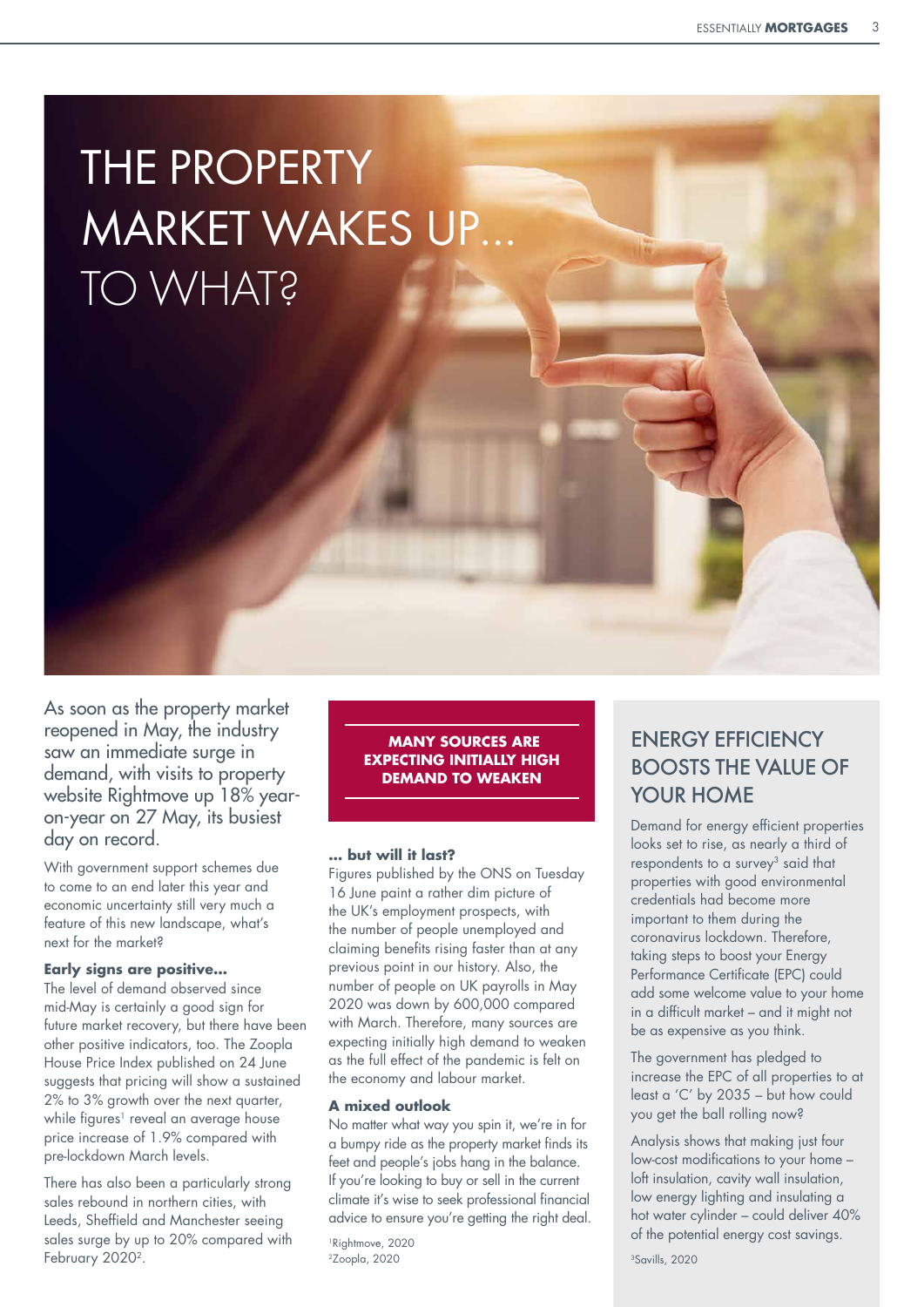# THE PROPERTY MARKET WAKES UP... TO WHAT?

As soon as the property market reopened in May, the industry saw an immediate surge in demand, with visits to property website Rightmove up 18% year-on-year on 27 May, its busiest day on record.

With government support schemes due to come to an end later this year and economic uncertainty still very much a feature of this new landscape, what's next for the market?

**Early signs are positive...**

The level of demand observed since mid-May is certainly a good sign for future market recovery, but there have been other positive indicators, too. The Zoopla House Price Index published on 24 June suggests that pricing will show a sustained 2% to 3% growth over the next quarter, while figures[1] reveal an average house price increase of 1.9% compared with pre-lockdown March levels.

There has also been a particularly strong sales rebound in northern cities, with Leeds, Sheffield and Manchester seeing sales surge by up to 20% compared with February 2020[2].

**MANY SOURCES ARE EXPECTING INITIALLY HIGH DEMAND TO WEAKEN**

**... but will it last?**

Figures published by the ONS on Tuesday 16 June paint a rather dim picture of the UK's employment prospects, with the number of people unemployed and claiming benefits rising faster than at any previous point in our history. Also, the number of people on UK payrolls in May 2020 was down by 600,000 compared with March. Therefore, many sources are expecting initially high demand to weaken as the full effect of the pandemic is felt on the economy and labour market.

**A mixed outlook**

No matter what way you spin it, we're in for a bumpy ride as the property market finds its feet and people's jobs hang in the balance. If you're looking to buy or sell in the current climate it's wise to seek professional financial advice to ensure you're getting the right deal.

[1]Rightmove, 2020
[2]Zoopla, 2020

## ENERGY EFFICIENCY BOOSTS THE VALUE OF YOUR HOME

Demand for energy efficient properties looks set to rise, as nearly a third of respondents to a survey[3] said that properties with good environmental credentials had become more important to them during the coronavirus lockdown. Therefore, taking steps to boost your Energy Performance Certificate (EPC) could add some welcome value to your home in a difficult market – and it might not be as expensive as you think.

The government has pledged to increase the EPC of all properties to at least a 'C' by 2035 – but how could you get the ball rolling now?

Analysis shows that making just four low-cost modifications to your home – loft insulation, cavity wall insulation, low energy lighting and insulating a hot water cylinder – could deliver 40% of the potential energy cost savings.

[3]Savills, 2020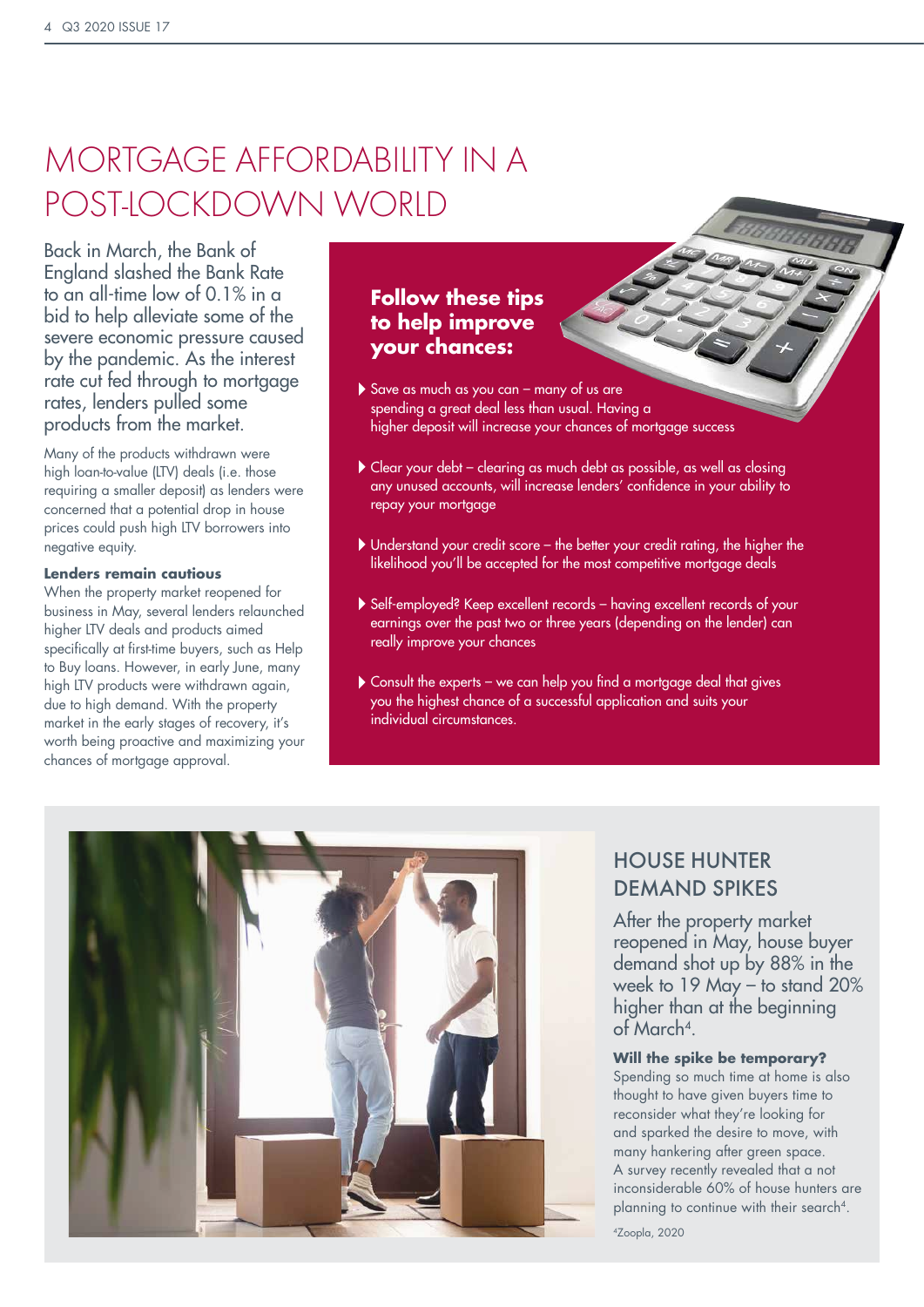# MORTGAGE AFFORDABILITY IN A POST-LOCKDOWN WORLD

Back in March, the Bank of England slashed the Bank Rate to an all-time low of 0.1% in a bid to help alleviate some of the severe economic pressure caused by the pandemic. As the interest rate cut fed through to mortgage rates, lenders pulled some products from the market.

Many of the products withdrawn were high loan-to-value (LTV) deals (i.e. those requiring a smaller deposit) as lenders were concerned that a potential drop in house prices could push high LTV borrowers into negative equity.

**Lenders remain cautious**

When the property market reopened for business in May, several lenders relaunched higher LTV deals and products aimed specifically at first-time buyers, such as Help to Buy loans. However, in early June, many high LTV products were withdrawn again, due to high demand. With the property market in the early stages of recovery, it's worth being proactive and maximizing your chances of mortgage approval.

## Follow these tips to help improve your chances:

- Save as much as you can – many of us are spending a great deal less than usual. Having a higher deposit will increase your chances of mortgage success
- Clear your debt – clearing as much debt as possible, as well as closing any unused accounts, will increase lenders' confidence in your ability to repay your mortgage
- Understand your credit score – the better your credit rating, the higher the likelihood you'll be accepted for the most competitive mortgage deals
- Self-employed? Keep excellent records – having excellent records of your earnings over the past two or three years (depending on the lender) can really improve your chances
- Consult the experts – we can help you find a mortgage deal that gives you the highest chance of a successful application and suits your individual circumstances.

## HOUSE HUNTER DEMAND SPIKES

After the property market reopened in May, house buyer demand shot up by 88% in the week to 19 May – to stand 20% higher than at the beginning of March[4].

**Will the spike be temporary?**

Spending so much time at home is also thought to have given buyers time to reconsider what they're looking for and sparked the desire to move, with many hankering after green space. A survey recently revealed that a not inconsiderable 60% of house hunters are planning to continue with their search[4].

[4]Zoopla, 2020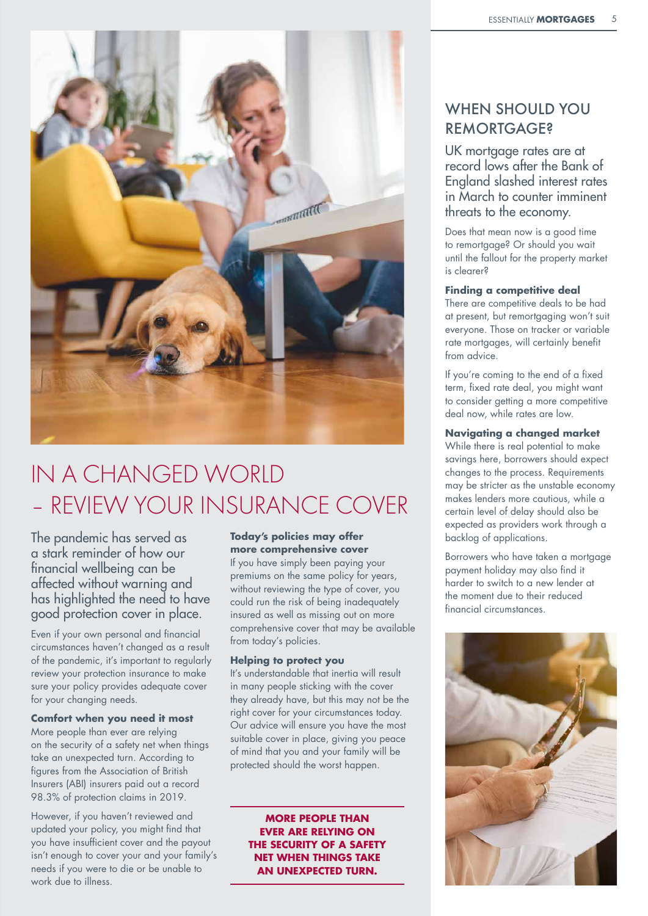# IN A CHANGED WORLD – REVIEW YOUR INSURANCE COVER

The pandemic has served as a stark reminder of how our financial wellbeing can be affected without warning and has highlighted the need to have good protection cover in place.

Even if your own personal and financial circumstances haven't changed as a result of the pandemic, it's important to regularly review your protection insurance to make sure your policy provides adequate cover for your changing needs.

**Comfort when you need it most**

More people than ever are relying on the security of a safety net when things take an unexpected turn. According to figures from the Association of British Insurers (ABI) insurers paid out a record 98.3% of protection claims in 2019.

However, if you haven't reviewed and updated your policy, you might find that you have insufficient cover and the payout isn't enough to cover your and your family's needs if you were to die or be unable to work due to illness.

**Today's policies may offer more comprehensive cover**

If you have simply been paying your premiums on the same policy for years, without reviewing the type of cover, you could run the risk of being inadequately insured as well as missing out on more comprehensive cover that may be available from today's policies.

**Helping to protect you**

It's understandable that inertia will result in many people sticking with the cover they already have, but this may not be the right cover for your circumstances today. Our advice will ensure you have the most suitable cover in place, giving you peace of mind that you and your family will be protected should the worst happen.

**MORE PEOPLE THAN EVER ARE RELYING ON THE SECURITY OF A SAFETY NET WHEN THINGS TAKE AN UNEXPECTED TURN.**

## WHEN SHOULD YOU REMORTGAGE?

UK mortgage rates are at record lows after the Bank of England slashed interest rates in March to counter imminent threats to the economy.

Does that mean now is a good time to remortgage? Or should you wait until the fallout for the property market is clearer?

**Finding a competitive deal**

There are competitive deals to be had at present, but remortgaging won't suit everyone. Those on tracker or variable rate mortgages, will certainly benefit from advice.

If you're coming to the end of a fixed term, fixed rate deal, you might want to consider getting a more competitive deal now, while rates are low.

**Navigating a changed market**

While there is real potential to make savings here, borrowers should expect changes to the process. Requirements may be stricter as the unstable economy makes lenders more cautious, while a certain level of delay should also be expected as providers work through a backlog of applications.

Borrowers who have taken a mortgage payment holiday may also find it harder to switch to a new lender at the moment due to their reduced financial circumstances.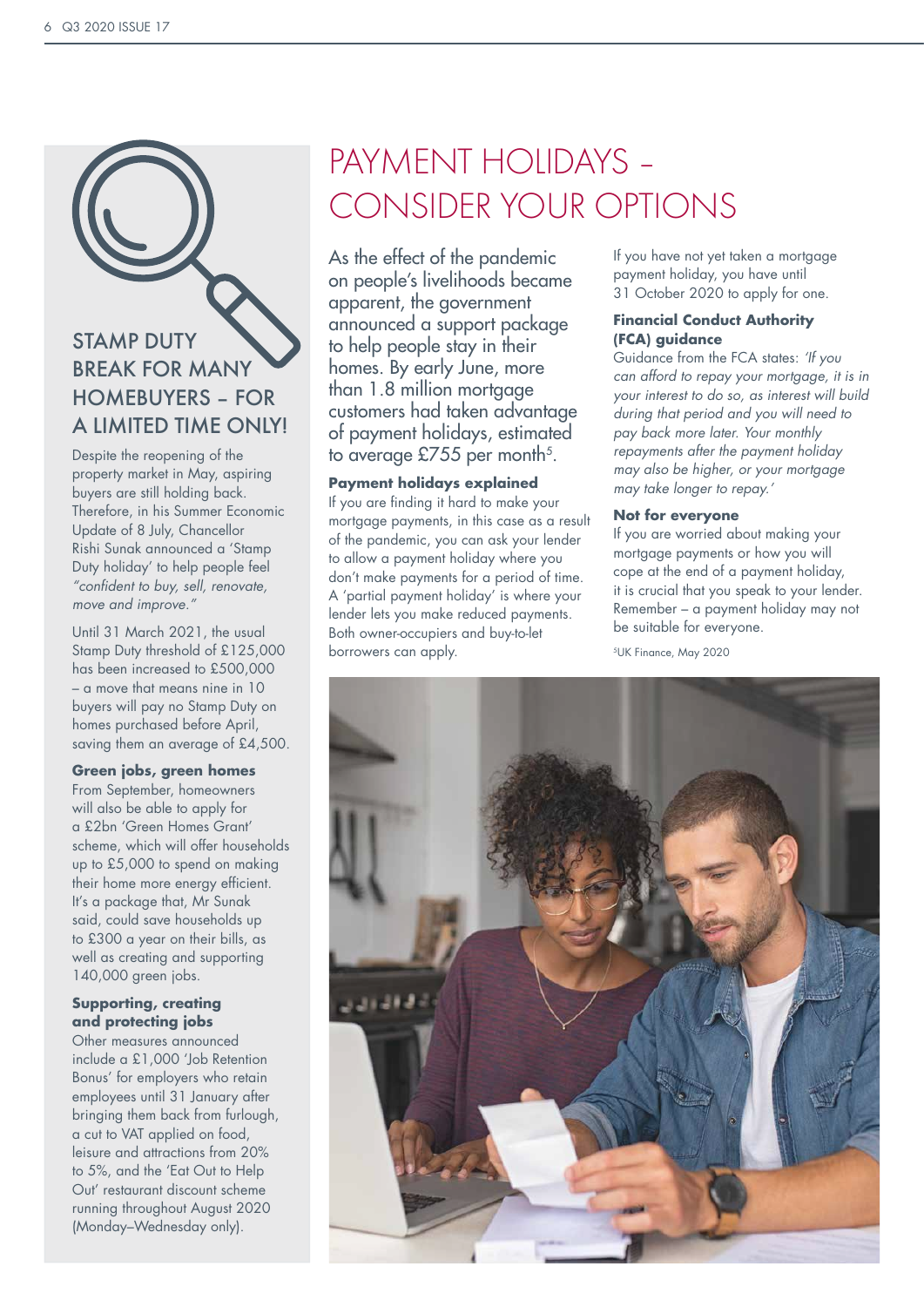## STAMP DUTY BREAK FOR MANY HOMEBUYERS – FOR A LIMITED TIME ONLY!

Despite the reopening of the property market in May, aspiring buyers are still holding back. Therefore, in his Summer Economic Update of 8 July, Chancellor Rishi Sunak announced a 'Stamp Duty holiday' to help people feel *"confident to buy, sell, renovate, move and improve."*

Until 31 March 2021, the usual Stamp Duty threshold of £125,000 has been increased to £500,000 – a move that means nine in 10 buyers will pay no Stamp Duty on homes purchased before April, saving them an average of £4,500.

### Green jobs, green homes

From September, homeowners will also be able to apply for a £2bn 'Green Homes Grant' scheme, which will offer households up to £5,000 to spend on making their home more energy efficient. It's a package that, Mr Sunak said, could save households up to £300 a year on their bills, as well as creating and supporting 140,000 green jobs.

### Supporting, creating and protecting jobs

Other measures announced include a £1,000 'Job Retention Bonus' for employers who retain employees until 31 January after bringing them back from furlough, a cut to VAT applied on food, leisure and attractions from 20% to 5%, and the 'Eat Out to Help Out' restaurant discount scheme running throughout August 2020 (Monday–Wednesday only).

# PAYMENT HOLIDAYS – CONSIDER YOUR OPTIONS

As the effect of the pandemic on people's livelihoods became apparent, the government announced a support package to help people stay in their homes. By early June, more than 1.8 million mortgage customers had taken advantage of payment holidays, estimated to average £755 per month[5].

### Payment holidays explained

If you are finding it hard to make your mortgage payments, in this case as a result of the pandemic, you can ask your lender to allow a payment holiday where you don't make payments for a period of time. A 'partial payment holiday' is where your lender lets you make reduced payments. Both owner-occupiers and buy-to-let borrowers can apply.

If you have not yet taken a mortgage payment holiday, you have until 31 October 2020 to apply for one.

### Financial Conduct Authority (FCA) guidance

Guidance from the FCA states: *'If you can afford to repay your mortgage, it is in your interest to do so, as interest will build during that period and you will need to pay back more later. Your monthly repayments after the payment holiday may also be higher, or your mortgage may take longer to repay.'*

### Not for everyone

If you are worried about making your mortgage payments or how you will cope at the end of a payment holiday, it is crucial that you speak to your lender. Remember – a payment holiday may not be suitable for everyone.

[5]UK Finance, May 2020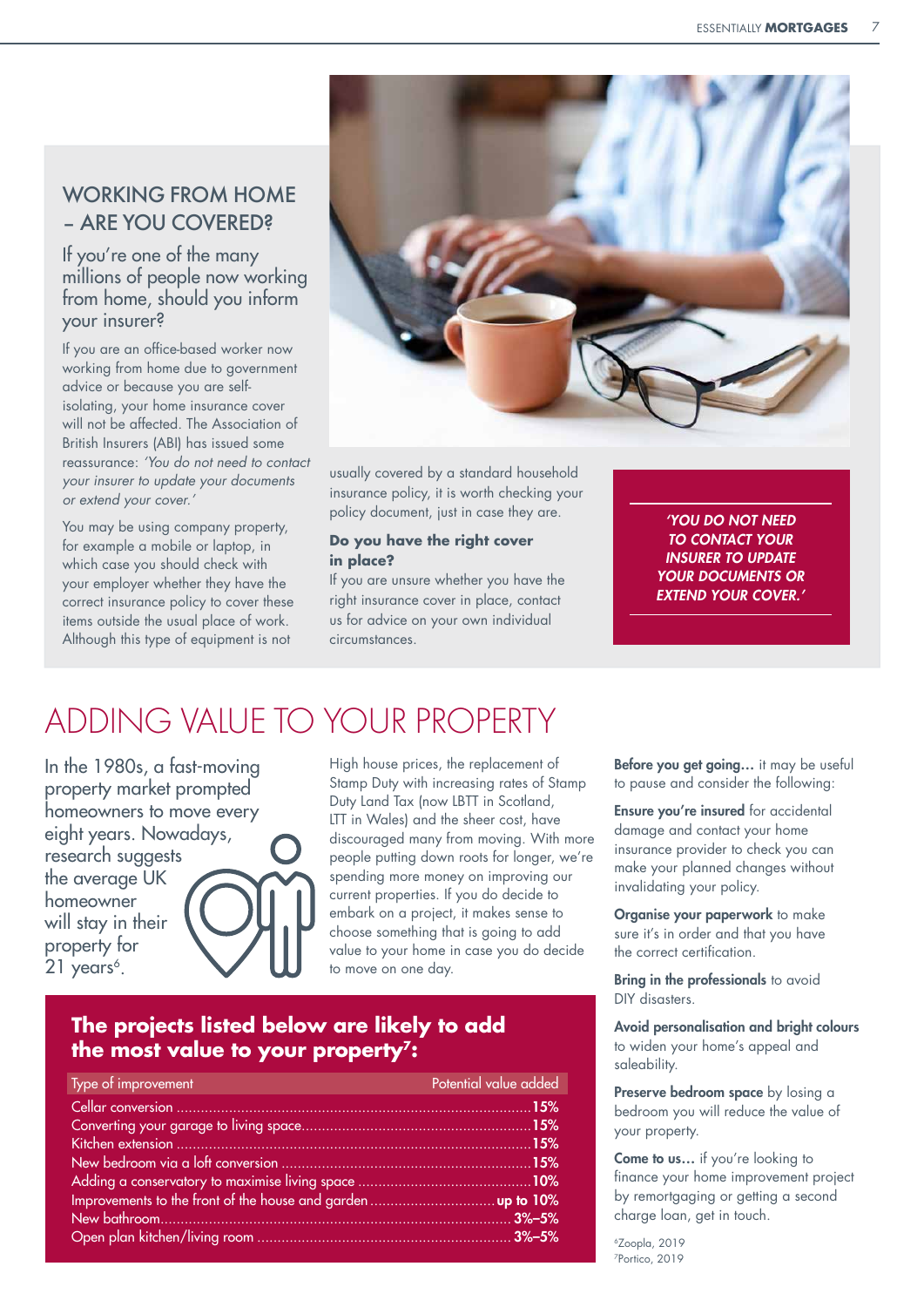## WORKING FROM HOME – ARE YOU COVERED?

### If you're one of the many millions of people now working from home, should you inform your insurer?

If you are an office-based worker now working from home due to government advice or because you are self-isolating, your home insurance cover will not be affected. The Association of British Insurers (ABI) has issued some reassurance: *'You do not need to contact your insurer to update your documents or extend your cover.'*

You may be using company property, for example a mobile or laptop, in which case you should check with your employer whether they have the correct insurance policy to cover these items outside the usual place of work. Although this type of equipment is not usually covered by a standard household insurance policy, it is worth checking your policy document, just in case they are.

**Do you have the right cover in place?**

If you are unsure whether you have the right insurance cover in place, contact us for advice on your own individual circumstances.

> ***'YOU DO NOT NEED TO CONTACT YOUR INSURER TO UPDATE YOUR DOCUMENTS OR EXTEND YOUR COVER.'***

# ADDING VALUE TO YOUR PROPERTY

In the 1980s, a fast-moving property market prompted homeowners to move every eight years. Nowadays, research suggests the average UK homeowner will stay in their property for 21 years[6].

High house prices, the replacement of Stamp Duty with increasing rates of Stamp Duty Land Tax (now LBTT in Scotland, LTT in Wales) and the sheer cost, have discouraged many from moving. With more people putting down roots for longer, we're spending more money on improving our current properties. If you do decide to embark on a project, it makes sense to choose something that is going to add value to your home in case you do decide to move on one day.

### The projects listed below are likely to add the most value to your property[7]:

| Type of improvement | Potential value added |
|---|---|
| Cellar conversion | 15% |
| Converting your garage to living space | 15% |
| Kitchen extension | 15% |
| New bedroom via a loft conversion | 15% |
| Adding a conservatory to maximise living space | 10% |
| Improvements to the front of the house and garden | up to 10% |
| New bathroom | 3%–5% |
| Open plan kitchen/living room | 3%–5% |

**Before you get going…** it may be useful to pause and consider the following:

**Ensure you're insured** for accidental damage and contact your home insurance provider to check you can make your planned changes without invalidating your policy.

**Organise your paperwork** to make sure it's in order and that you have the correct certification.

**Bring in the professionals** to avoid DIY disasters.

**Avoid personalisation and bright colours** to widen your home's appeal and saleability.

**Preserve bedroom space** by losing a bedroom you will reduce the value of your property.

**Come to us…** if you're looking to finance your home improvement project by remortgaging or getting a second charge loan, get in touch.

[6] Zoopla, 2019
[7] Portico, 2019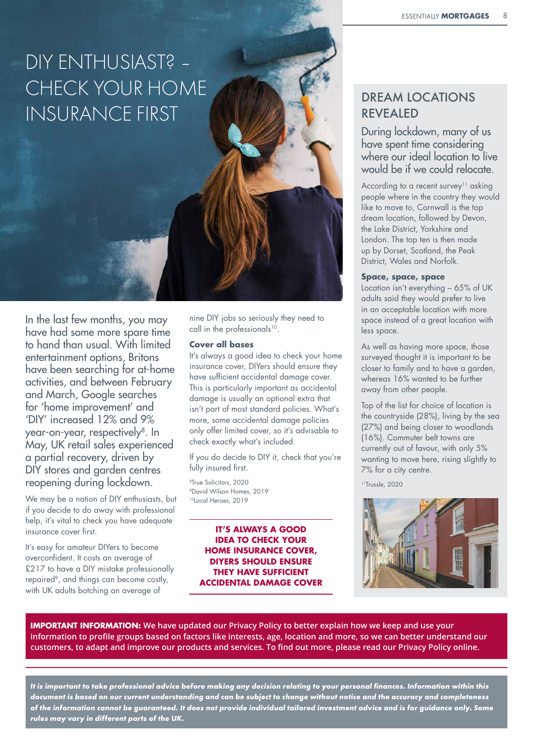# DIY ENTHUSIAST? – CHECK YOUR HOME INSURANCE FIRST

In the last few months, you may have had some more spare time to hand than usual. With limited entertainment options, Britons have been searching for at-home activities, and between February and March, Google searches for 'home improvement' and 'DIY' increased 12% and 9% year-on-year, respectively[8]. In May, UK retail sales experienced a partial recovery, driven by DIY stores and garden centres reopening during lockdown.

We may be a nation of DIY enthusiasts, but if you decide to do away with professional help, it's vital to check you have adequate insurance cover first.

It's easy for amateur DIYers to become overconfident. It costs an average of £217 to have a DIY mistake professionally repaired[9], and things can become costly, with UK adults botching an average of nine DIY jobs so seriously they need to call in the professionals[10].

**Cover all bases**

It's always a good idea to check your home insurance cover, DIYers should ensure they have sufficient accidental damage cover. This is particularly important as accidental damage is usually an optional extra that isn't part of most standard policies. What's more, some accidental damage policies only offer limited cover, so it's advisable to check exactly what's included.

If you do decide to DIY it, check that you're fully insured first.

[8]True Solicitors, 2020
[9]David Wilson Homes, 2019
[10]Local Heroes, 2019

**IT'S ALWAYS A GOOD IDEA TO CHECK YOUR HOME INSURANCE COVER, DIYERS SHOULD ENSURE THEY HAVE SUFFICIENT ACCIDENTAL DAMAGE COVER**

## DREAM LOCATIONS REVEALED

During lockdown, many of us have spent time considering where our ideal location to live would be if we could relocate.

According to a recent survey[11] asking people where in the country they would like to move to, Cornwall is the top dream location, followed by Devon, the Lake District, Yorkshire and London. The top ten is then made up by Dorset, Scotland, the Peak District, Wales and Norfolk.

**Space, space, space**

Location isn't everything – 65% of UK adults said they would prefer to live in an acceptable location with more space instead of a great location with less space.

As well as having more space, those surveyed thought it is important to be closer to family and to have a garden, whereas 16% wanted to be further away from other people.

Top of the list for choice of location is the countryside (28%), living by the sea (27%) and being closer to woodlands (16%). Commuter belt towns are currently out of favour, with only 5% wanting to move here, rising slightly to 7% for a city centre.

[11]Trussle, 2020

**IMPORTANT INFORMATION:** We have updated our Privacy Policy to better explain how we keep and use your information to profile groups based on factors like interests, age, location and more, so we can better understand our customers, to adapt and improve our products and services. To find out more, please read our Privacy Policy online.

***It is important to take professional advice before making any decision relating to your personal finances. Information within this document is based on our current understanding and can be subject to change without notice and the accuracy and completeness of the information cannot be guaranteed. It does not provide individual tailored investment advice and is for guidance only. Some rules may vary in different parts of the UK.***